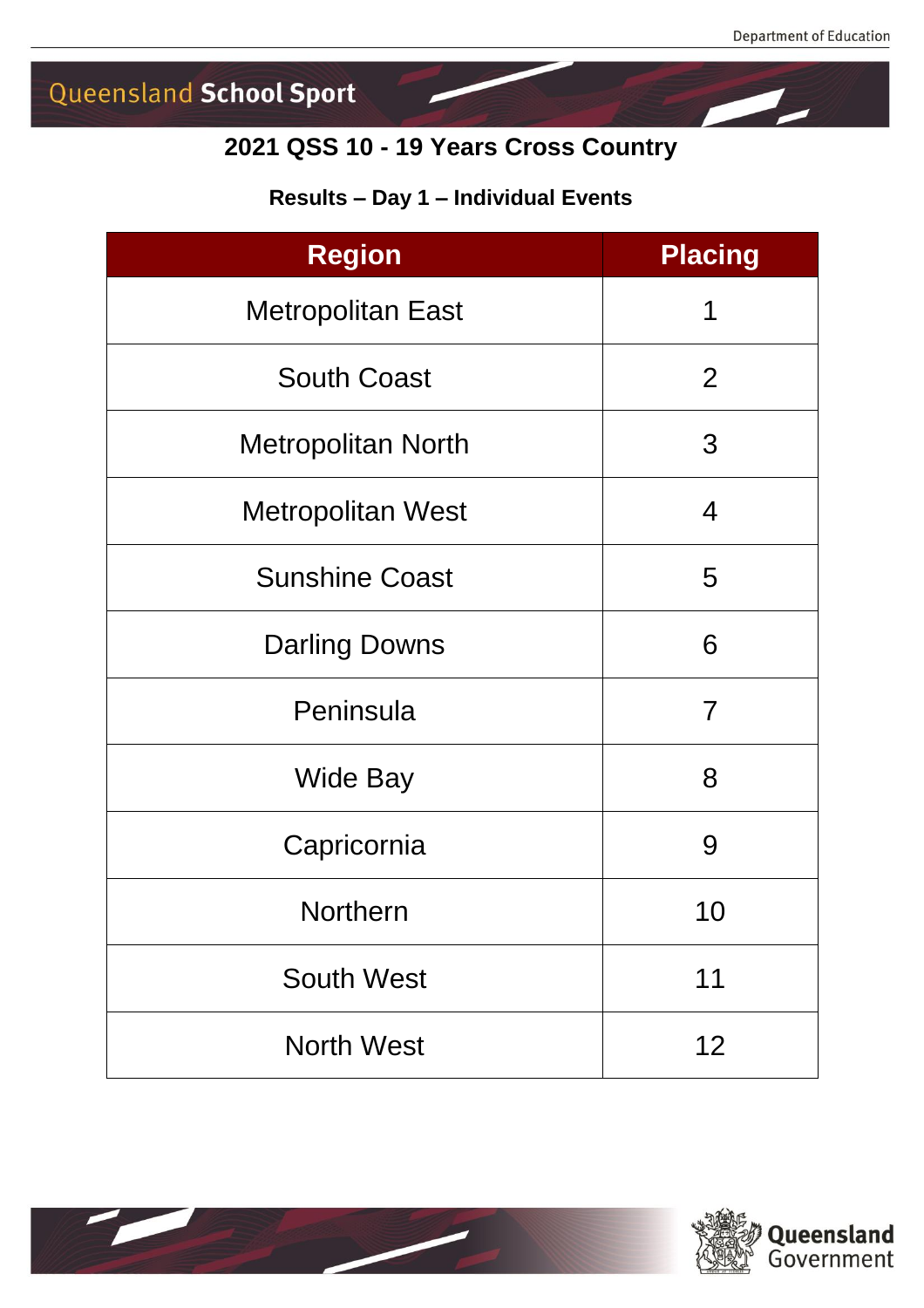# 2021 QSS 10 - 19 Years Cross Country

## Results – Day 1 – Individual Events

| Region | Placing |
|---|---|
| Metropolitan East | 1 |
| South Coast | 2 |
| Metropolitan North | 3 |
| Metropolitan West | 4 |
| Sunshine Coast | 5 |
| Darling Downs | 6 |
| Peninsula | 7 |
| Wide Bay | 8 |
| Capricornia | 9 |
| Northern | 10 |
| South West | 11 |
| North West | 12 |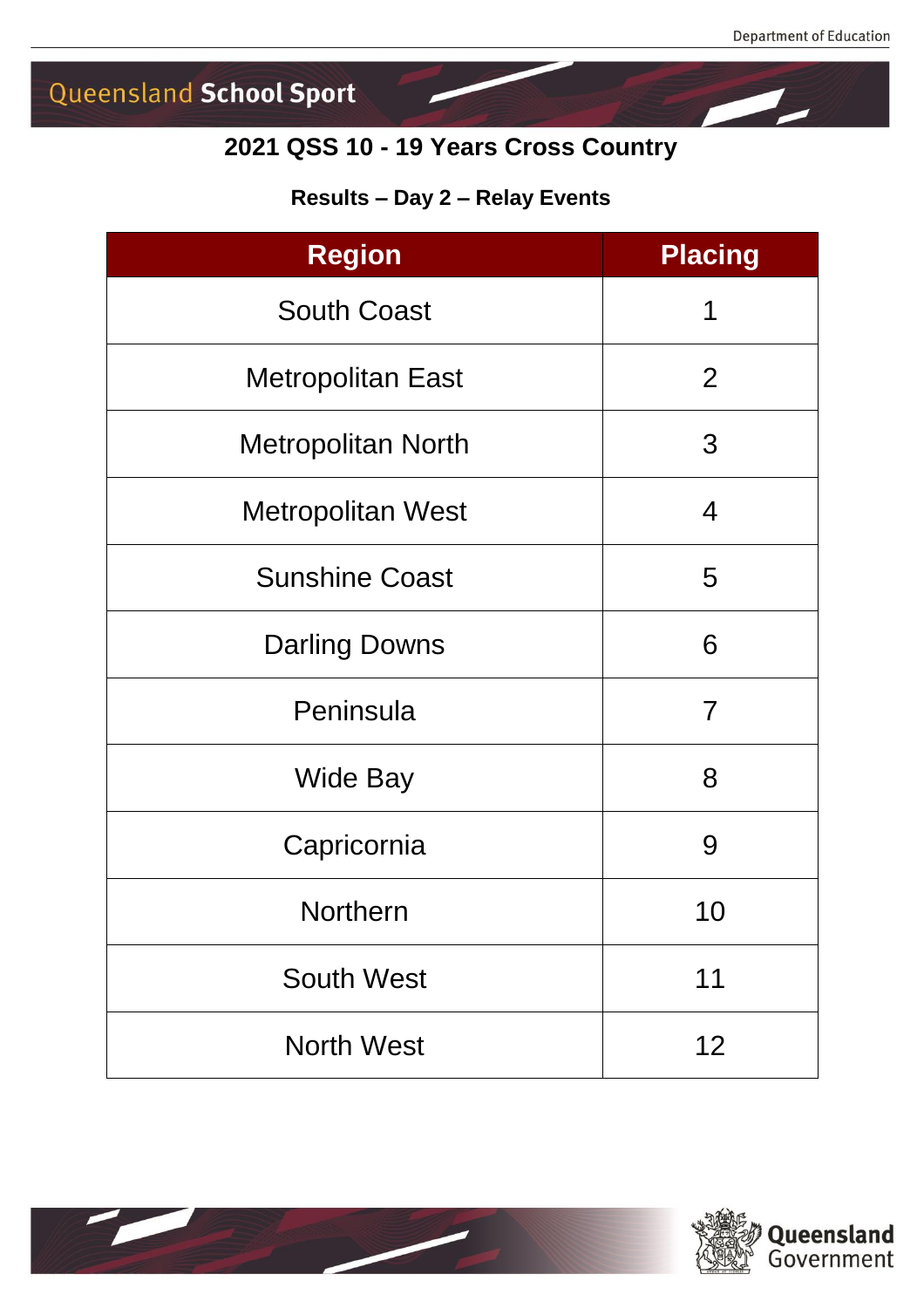# 2021 QSS 10 - 19 Years Cross Country

## Results – Day 2 – Relay Events

| Region | Placing |
|---|---|
| South Coast | 1 |
| Metropolitan East | 2 |
| Metropolitan North | 3 |
| Metropolitan West | 4 |
| Sunshine Coast | 5 |
| Darling Downs | 6 |
| Peninsula | 7 |
| Wide Bay | 8 |
| Capricornia | 9 |
| Northern | 10 |
| South West | 11 |
| North West | 12 |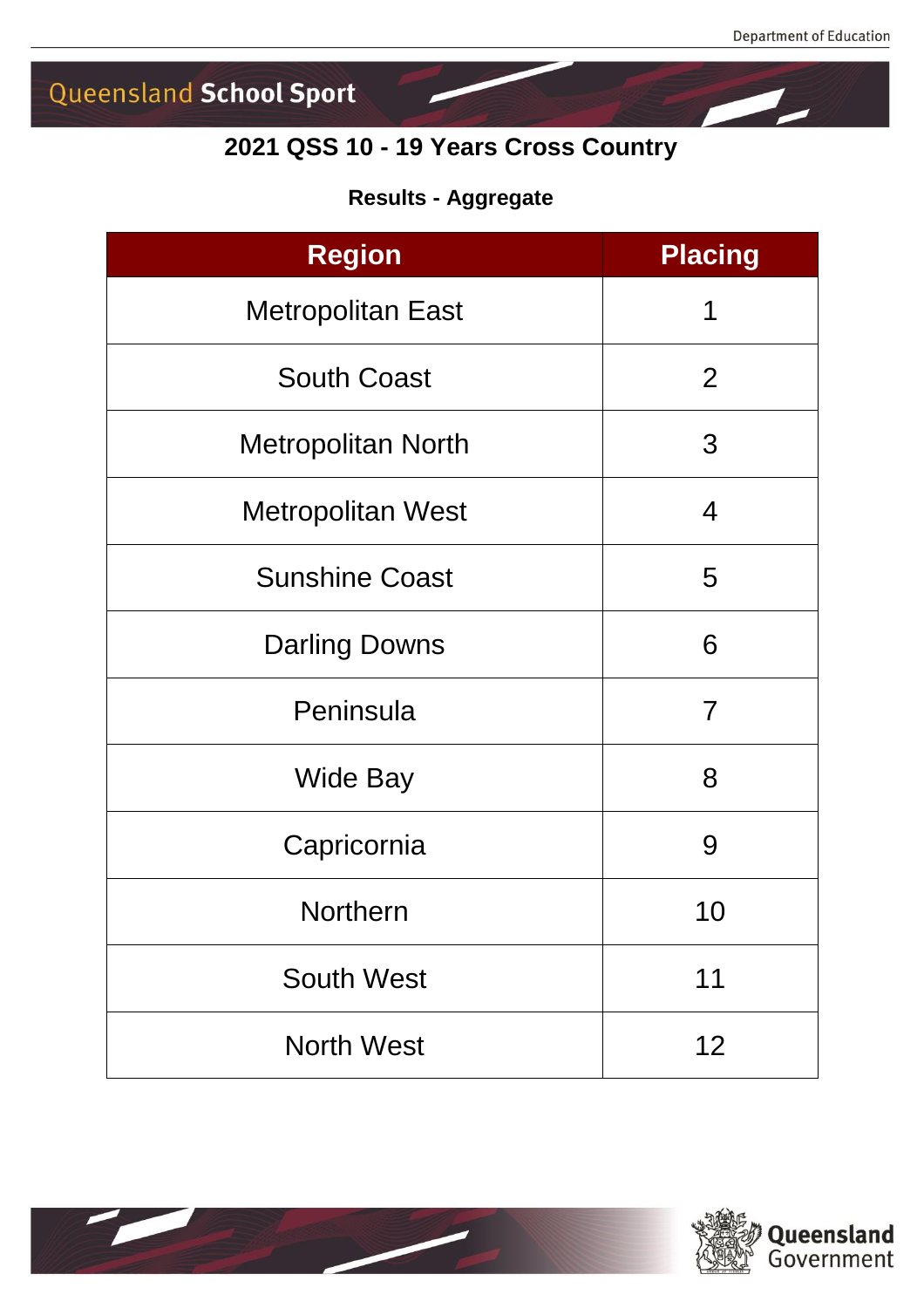# 2021 QSS 10 - 19 Years Cross Country

## Results - Aggregate

| Region | Placing |
|---|---|
| Metropolitan East | 1 |
| South Coast | 2 |
| Metropolitan North | 3 |
| Metropolitan West | 4 |
| Sunshine Coast | 5 |
| Darling Downs | 6 |
| Peninsula | 7 |
| Wide Bay | 8 |
| Capricornia | 9 |
| Northern | 10 |
| South West | 11 |
| North West | 12 |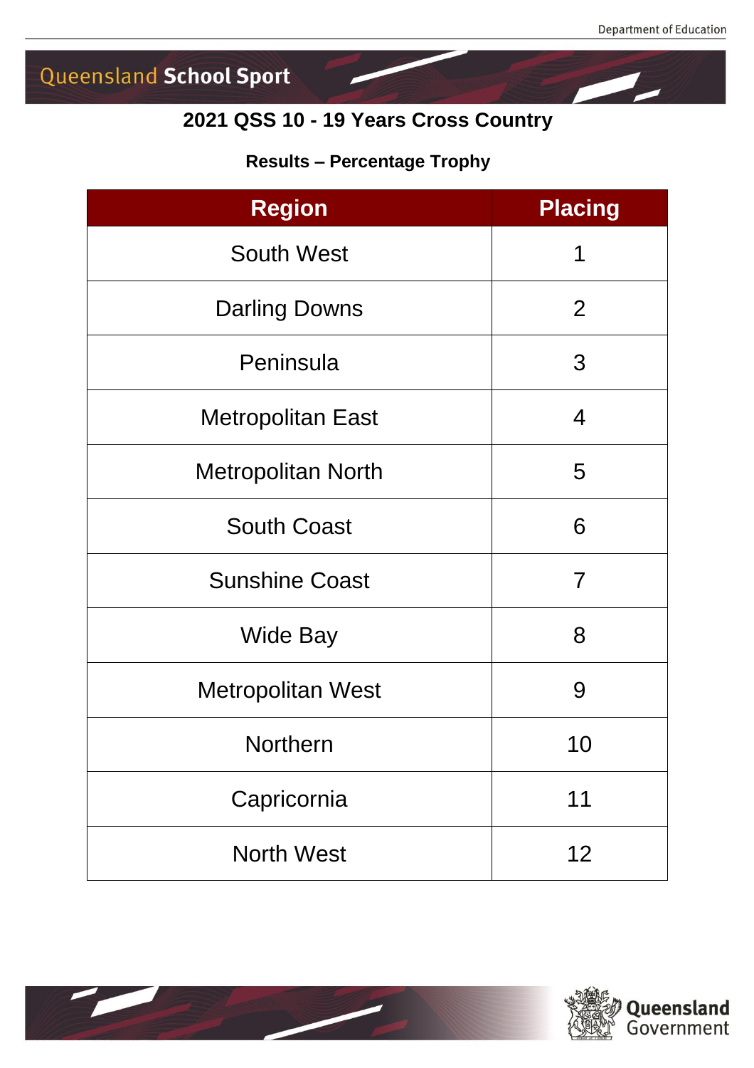# 2021 QSS 10 - 19 Years Cross Country

## Results – Percentage Trophy

| Region | Placing |
| --- | --- |
| South West | 1 |
| Darling Downs | 2 |
| Peninsula | 3 |
| Metropolitan East | 4 |
| Metropolitan North | 5 |
| South Coast | 6 |
| Sunshine Coast | 7 |
| Wide Bay | 8 |
| Metropolitan West | 9 |
| Northern | 10 |
| Capricornia | 11 |
| North West | 12 |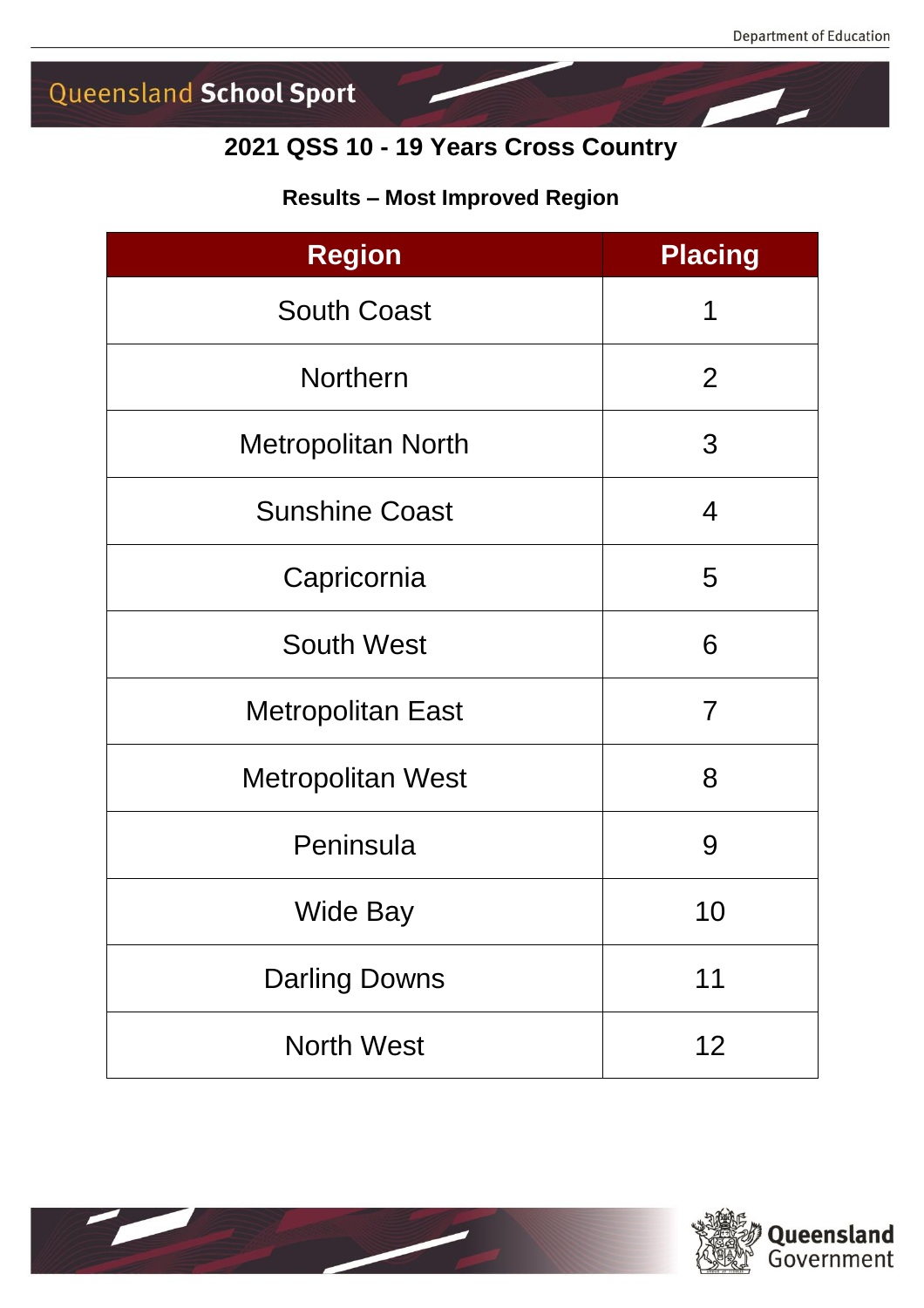# 2021 QSS 10 - 19 Years Cross Country

## Results – Most Improved Region

| Region | Placing |
|---|---|
| South Coast | 1 |
| Northern | 2 |
| Metropolitan North | 3 |
| Sunshine Coast | 4 |
| Capricornia | 5 |
| South West | 6 |
| Metropolitan East | 7 |
| Metropolitan West | 8 |
| Peninsula | 9 |
| Wide Bay | 10 |
| Darling Downs | 11 |
| North West | 12 |